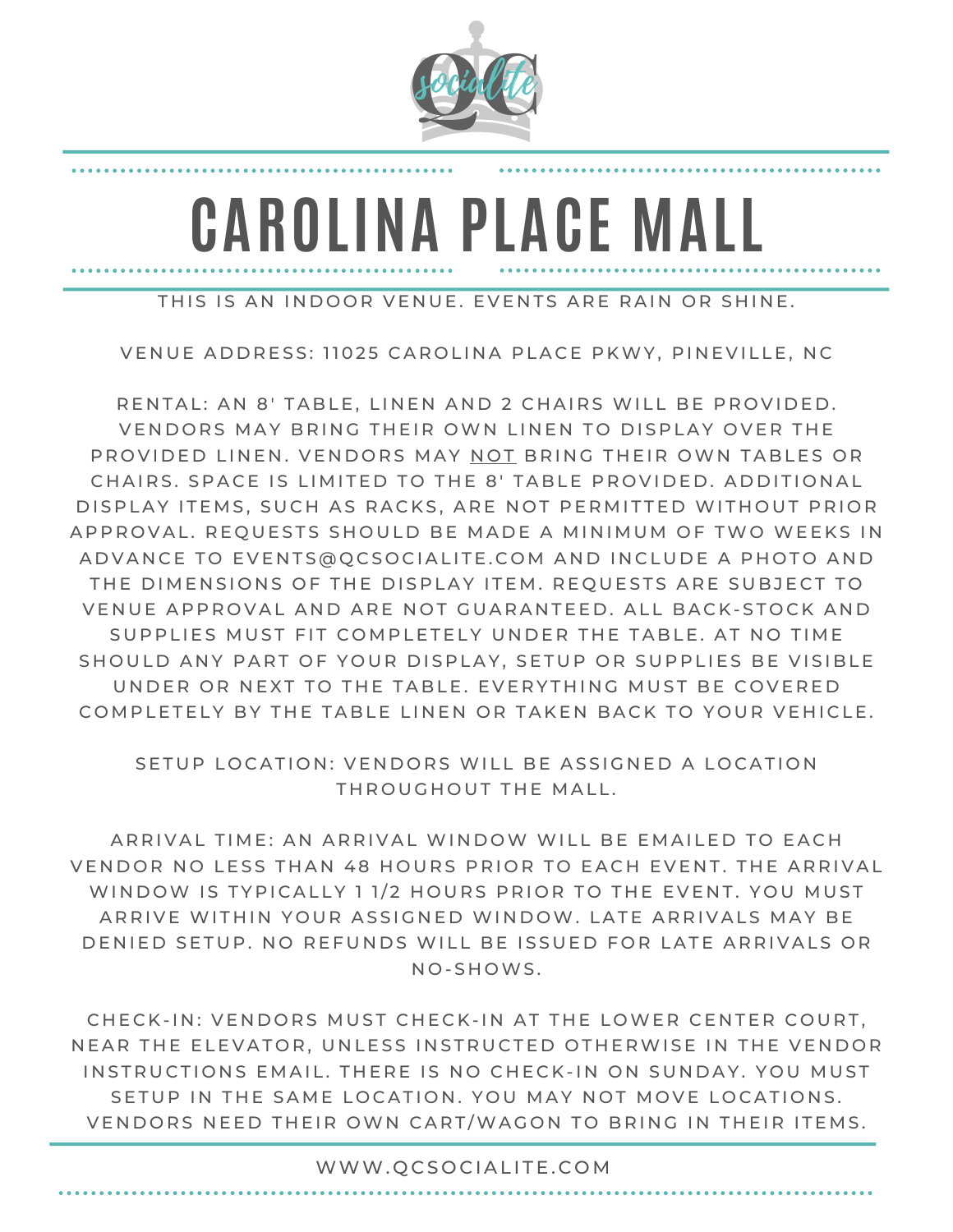# CAROLINA PLACE MALL

THIS IS AN INDOOR VENUE. EVENTS ARE RAIN OR SHINE.

VENUE ADDRESS: 11025 CAROLINA PLACE PKWY, PINEVILLE, NC

RENTAL: AN 8' TABLE, LINEN AND 2 CHAIRS WILL BE PROVIDED. VENDORS MAY BRING THEIR OWN LINEN TO DISPLAY OVER THE PROVIDED LINEN. VENDORS MAY NOT BRING THEIR OWN TABLES OR CHAIRS. SPACE IS LIMITED TO THE 8' TABLE PROVIDED. ADDITIONAL DISPLAY ITEMS, SUCH AS RACKS, ARE NOT PERMITTED WITHOUT PRIOR APPROVAL. REQUESTS SHOULD BE MADE A MINIMUM OF TWO WEEKS IN ADVANCE TO EVENTS@QCSOCIALITE.COM AND INCLUDE A PHOTO AND THE DIMENSIONS OF THE DISPLAY ITEM. REQUESTS ARE SUBJECT TO VENUE APPROVAL AND ARE NOT GUARANTEED. ALL BACK-STOCK AND SUPPLIES MUST FIT COMPLETELY UNDER THE TABLE. AT NO TIME SHOULD ANY PART OF YOUR DISPLAY, SETUP OR SUPPLIES BE VISIBLE UNDER OR NEXT TO THE TABLE. EVERYTHING MUST BE COVERED COMPLETELY BY THE TABLE LINEN OR TAKEN BACK TO YOUR VEHICLE.

SETUP LOCATION: VENDORS WILL BE ASSIGNED A LOCATION THROUGHOUT THE MALL.

ARRIVAL TIME: AN ARRIVAL WINDOW WILL BE EMAILED TO EACH VENDOR NO LESS THAN 48 HOURS PRIOR TO EACH EVENT. THE ARRIVAL WINDOW IS TYPICALLY 1 1/2 HOURS PRIOR TO THE EVENT. YOU MUST ARRIVE WITHIN YOUR ASSIGNED WINDOW. LATE ARRIVALS MAY BE DENIED SETUP. NO REFUNDS WILL BE ISSUED FOR LATE ARRIVALS OR NO-SHOWS.

CHECK-IN: VENDORS MUST CHECK-IN AT THE LOWER CENTER COURT, NEAR THE ELEVATOR, UNLESS INSTRUCTED OTHERWISE IN THE VENDOR INSTRUCTIONS EMAIL. THERE IS NO CHECK-IN ON SUNDAY. YOU MUST SETUP IN THE SAME LOCATION. YOU MAY NOT MOVE LOCATIONS. VENDORS NEED THEIR OWN CART/WAGON TO BRING IN THEIR ITEMS.

WWW.QCSOCIALITE.COM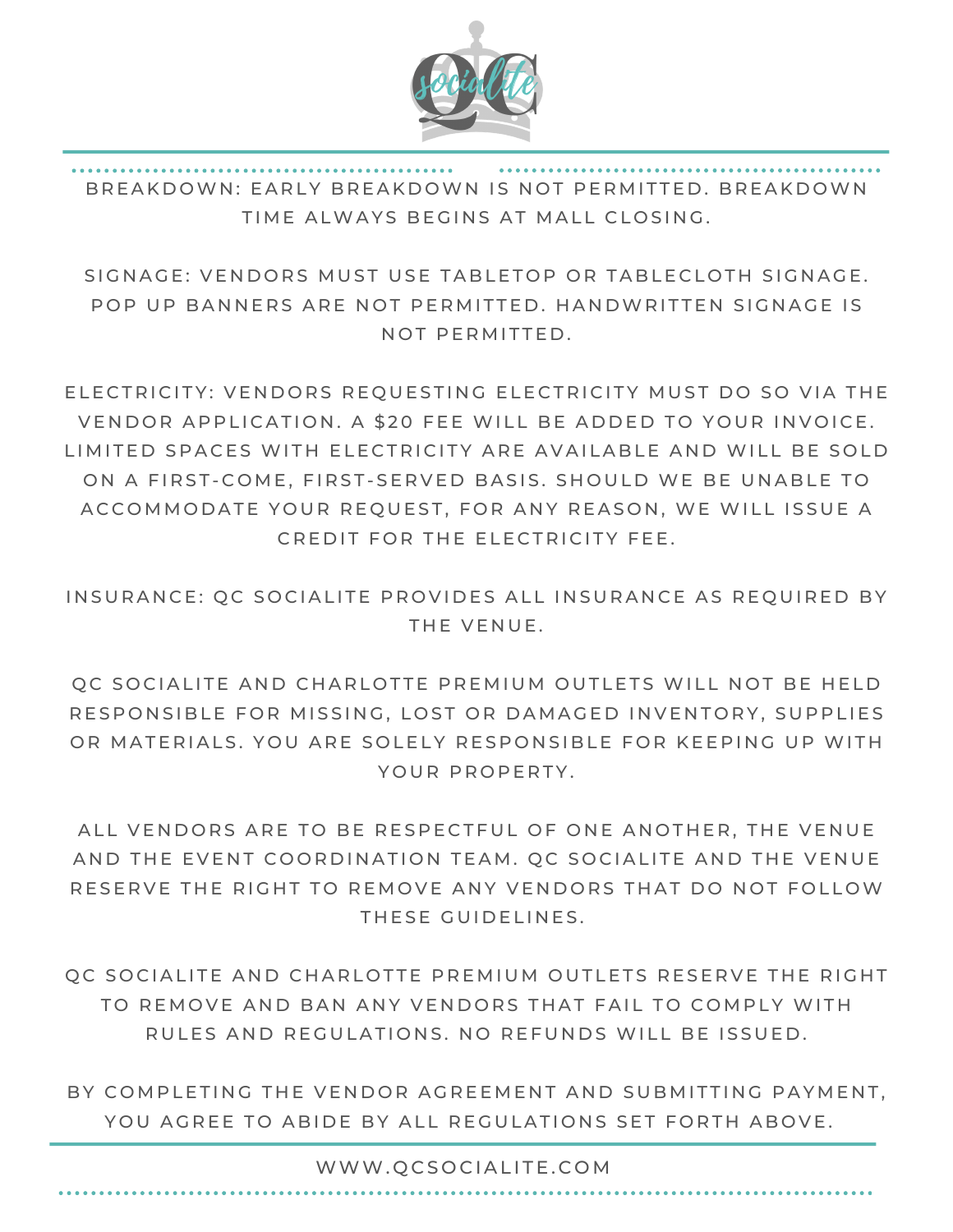BREAKDOWN: EARLY BREAKDOWN IS NOT PERMITTED. BREAKDOWN TIME ALWAYS BEGINS AT MALL CLOSING.

SIGNAGE: VENDORS MUST USE TABLETOP OR TABLECLOTH SIGNAGE. POP UP BANNERS ARE NOT PERMITTED. HANDWRITTEN SIGNAGE IS NOT PERMITTED.

ELECTRICITY: VENDORS REQUESTING ELECTRICITY MUST DO SO VIA THE VENDOR APPLICATION. A $20 FEE WILL BE ADDED TO YOUR INVOICE. LIMITED SPACES WITH ELECTRICITY ARE AVAILABLE AND WILL BE SOLD ON A FIRST-COME, FIRST-SERVED BASIS. SHOULD WE BE UNABLE TO ACCOMMODATE YOUR REQUEST, FOR ANY REASON, WE WILL ISSUE A CREDIT FOR THE ELECTRICITY FEE.

INSURANCE: QC SOCIALITE PROVIDES ALL INSURANCE AS REQUIRED BY THE VENUE.

QC SOCIALITE AND CHARLOTTE PREMIUM OUTLETS WILL NOT BE HELD RESPONSIBLE FOR MISSING, LOST OR DAMAGED INVENTORY, SUPPLIES OR MATERIALS. YOU ARE SOLELY RESPONSIBLE FOR KEEPING UP WITH YOUR PROPERTY.

ALL VENDORS ARE TO BE RESPECTFUL OF ONE ANOTHER, THE VENUE AND THE EVENT COORDINATION TEAM. QC SOCIALITE AND THE VENUE RESERVE THE RIGHT TO REMOVE ANY VENDORS THAT DO NOT FOLLOW THESE GUIDELINES.

QC SOCIALITE AND CHARLOTTE PREMIUM OUTLETS RESERVE THE RIGHT TO REMOVE AND BAN ANY VENDORS THAT FAIL TO COMPLY WITH RULES AND REGULATIONS. NO REFUNDS WILL BE ISSUED.

BY COMPLETING THE VENDOR AGREEMENT AND SUBMITTING PAYMENT, YOU AGREE TO ABIDE BY ALL REGULATIONS SET FORTH ABOVE.

WWW.QCSOCIALITE.COM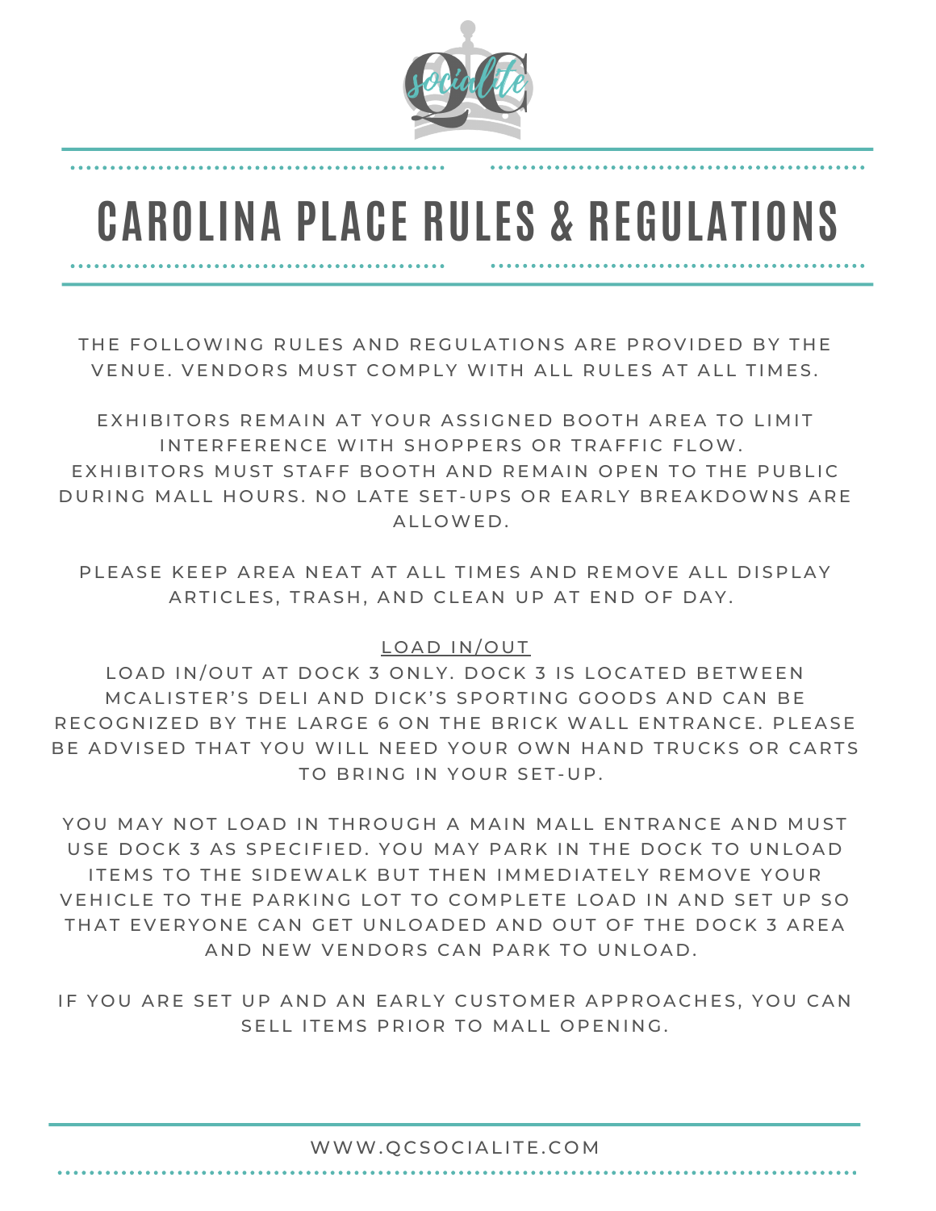# CAROLINA PLACE RULES & REGULATIONS

THE FOLLOWING RULES AND REGULATIONS ARE PROVIDED BY THE VENUE. VENDORS MUST COMPLY WITH ALL RULES AT ALL TIMES.

EXHIBITORS REMAIN AT YOUR ASSIGNED BOOTH AREA TO LIMIT INTERFERENCE WITH SHOPPERS OR TRAFFIC FLOW. EXHIBITORS MUST STAFF BOOTH AND REMAIN OPEN TO THE PUBLIC DURING MALL HOURS. NO LATE SET-UPS OR EARLY BREAKDOWNS ARE ALLOWED.

PLEASE KEEP AREA NEAT AT ALL TIMES AND REMOVE ALL DISPLAY ARTICLES, TRASH, AND CLEAN UP AT END OF DAY.

<u>LOAD IN/OUT</u>

LOAD IN/OUT AT DOCK 3 ONLY. DOCK 3 IS LOCATED BETWEEN MCALISTER'S DELI AND DICK'S SPORTING GOODS AND CAN BE RECOGNIZED BY THE LARGE 6 ON THE BRICK WALL ENTRANCE. PLEASE BE ADVISED THAT YOU WILL NEED YOUR OWN HAND TRUCKS OR CARTS TO BRING IN YOUR SET-UP.

YOU MAY NOT LOAD IN THROUGH A MAIN MALL ENTRANCE AND MUST USE DOCK 3 AS SPECIFIED. YOU MAY PARK IN THE DOCK TO UNLOAD ITEMS TO THE SIDEWALK BUT THEN IMMEDIATELY REMOVE YOUR VEHICLE TO THE PARKING LOT TO COMPLETE LOAD IN AND SET UP SO THAT EVERYONE CAN GET UNLOADED AND OUT OF THE DOCK 3 AREA AND NEW VENDORS CAN PARK TO UNLOAD.

IF YOU ARE SET UP AND AN EARLY CUSTOMER APPROACHES, YOU CAN SELL ITEMS PRIOR TO MALL OPENING.

WWW.QCSOCIALITE.COM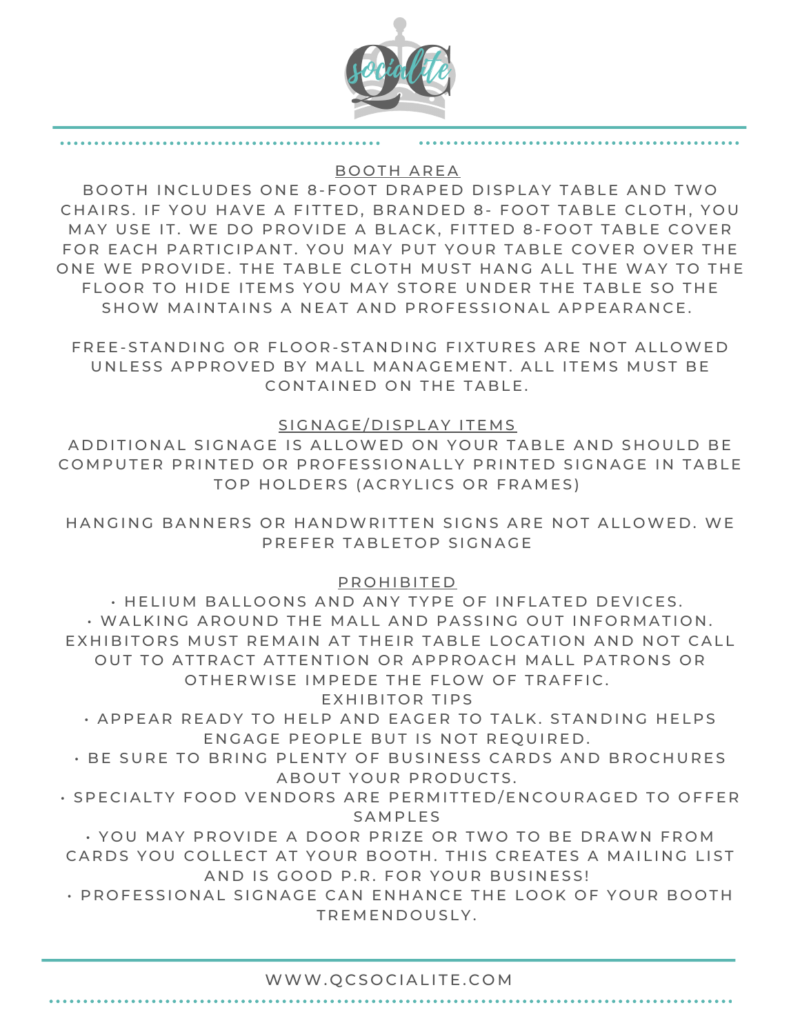## BOOTH AREA

BOOTH INCLUDES ONE 8-FOOT DRAPED DISPLAY TABLE AND TWO CHAIRS. IF YOU HAVE A FITTED, BRANDED 8- FOOT TABLE CLOTH, YOU MAY USE IT. WE DO PROVIDE A BLACK, FITTED 8-FOOT TABLE COVER FOR EACH PARTICIPANT. YOU MAY PUT YOUR TABLE COVER OVER THE ONE WE PROVIDE. THE TABLE CLOTH MUST HANG ALL THE WAY TO THE FLOOR TO HIDE ITEMS YOU MAY STORE UNDER THE TABLE SO THE SHOW MAINTAINS A NEAT AND PROFESSIONAL APPEARANCE.

FREE-STANDING OR FLOOR-STANDING FIXTURES ARE NOT ALLOWED UNLESS APPROVED BY MALL MANAGEMENT. ALL ITEMS MUST BE CONTAINED ON THE TABLE.

## SIGNAGE/DISPLAY ITEMS

ADDITIONAL SIGNAGE IS ALLOWED ON YOUR TABLE AND SHOULD BE COMPUTER PRINTED OR PROFESSIONALLY PRINTED SIGNAGE IN TABLE TOP HOLDERS (ACRYLICS OR FRAMES)

HANGING BANNERS OR HANDWRITTEN SIGNS ARE NOT ALLOWED. WE PREFER TABLETOP SIGNAGE

## PROHIBITED

- HELIUM BALLOONS AND ANY TYPE OF INFLATED DEVICES.
- WALKING AROUND THE MALL AND PASSING OUT INFORMATION. EXHIBITORS MUST REMAIN AT THEIR TABLE LOCATION AND NOT CALL OUT TO ATTRACT ATTENTION OR APPROACH MALL PATRONS OR OTHERWISE IMPEDE THE FLOW OF TRAFFIC.

## EXHIBITOR TIPS

- APPEAR READY TO HELP AND EAGER TO TALK. STANDING HELPS ENGAGE PEOPLE BUT IS NOT REQUIRED.
- BE SURE TO BRING PLENTY OF BUSINESS CARDS AND BROCHURES ABOUT YOUR PRODUCTS.
- SPECIALTY FOOD VENDORS ARE PERMITTED/ENCOURAGED TO OFFER SAMPLES
- YOU MAY PROVIDE A DOOR PRIZE OR TWO TO BE DRAWN FROM CARDS YOU COLLECT AT YOUR BOOTH. THIS CREATES A MAILING LIST AND IS GOOD P.R. FOR YOUR BUSINESS!
- PROFESSIONAL SIGNAGE CAN ENHANCE THE LOOK OF YOUR BOOTH TREMENDOUSLY.

WWW.QCSOCIALITE.COM